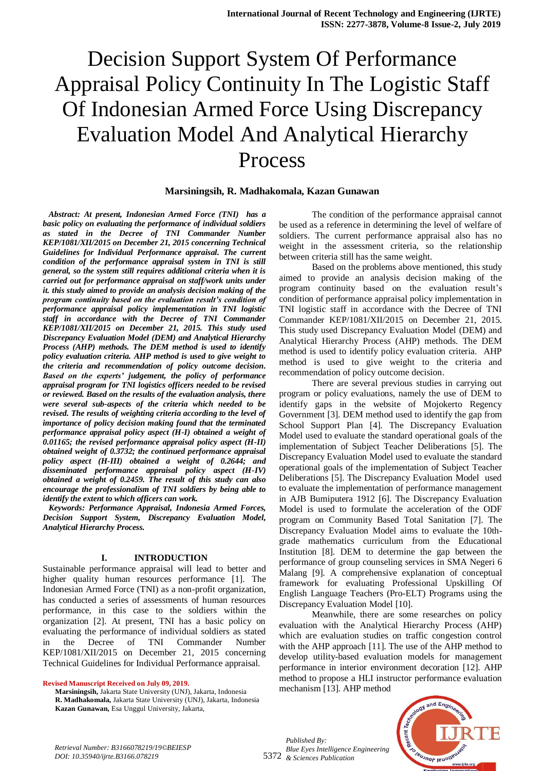# Decision Support System Of Performance Appraisal Policy Continuity In The Logistic Staff Of Indonesian Armed Force Using Discrepancy Evaluation Model And Analytical Hierarchy Process

**Marsiningsih, R. Madhakomala, Kazan Gunawan**

***Abstract:*** ***At present, Indonesian Armed Force (TNI) has a basic policy on evaluating the performance of individual soldiers as stated in the Decree of TNI Commander Number KEP/1081/XII/2015 on December 21, 2015 concerning Technical Guidelines for Individual Performance appraisal. The current condition of the performance appraisal system in TNI is still general, so the system still requires additional criteria when it is carried out for performance appraisal on staff/work units under it. this study aimed to provide an analysis decision making of the program continuity based on the evaluation result's condition of performance appraisal policy implementation in TNI logistic staff in accordance with the Decree of TNI Commander KEP/1081/XII/2015 on December 21, 2015. This study used Discrepancy Evaluation Model (DEM) and Analytical Hierarchy Process (AHP) methods. The DEM method is used to identify policy evaluation criteria. AHP method is used to give weight to the criteria and recommendation of policy outcome decision. Based on the experts' judgement, the policy of performance appraisal program for TNI logistics officers needed to be revised or reviewed. Based on the results of the evaluation analysis, there were several sub-aspects of the criteria which needed to be revised. The results of weighting criteria according to the level of importance of policy decision making found that the terminated performance appraisal policy aspect (H-I) obtained a weight of 0.01165; the revised performance appraisal policy aspect (H-II) obtained weight of 0.3732; the continued performance appraisal policy aspect (H-III) obtained a weight of 0.2644; and disseminated performance appraisal policy aspect (H-IV) obtained a weight of 0.2459. The result of this study can also encourage the professionalism of TNI soldiers by being able to identify the extent to which officers can work.***

***Keywords: Performance Appraisal, Indonesia Armed Forces, Decision Support System, Discrepancy Evaluation Model, Analytical Hierarchy Process.***

## I. INTRODUCTION

Sustainable performance appraisal will lead to better and higher quality human resources performance [1]. The Indonesian Armed Force (TNI) as a non-profit organization, has conducted a series of assessments of human resources performance, in this case to the soldiers within the organization [2]. At present, TNI has a basic policy on evaluating the performance of individual soldiers as stated in the Decree of TNI Commander Number KEP/1081/XII/2015 on December 21, 2015 concerning Technical Guidelines for Individual Performance appraisal.

**Revised Manuscript Received on July 09, 2019.**

**Marsiningsih,** Jakarta State University (UNJ), Jakarta, Indonesia
**R. Madhakomala,** Jakarta State University (UNJ), Jakarta, Indonesia
**Kazan Gunawan,** Esa Unggul University, Jakarta,

The condition of the performance appraisal cannot be used as a reference in determining the level of welfare of soldiers. The current performance appraisal also has no weight in the assessment criteria, so the relationship between criteria still has the same weight.

Based on the problems above mentioned, this study aimed to provide an analysis decision making of the program continuity based on the evaluation result's condition of performance appraisal policy implementation in TNI logistic staff in accordance with the Decree of TNI Commander KEP/1081/XII/2015 on December 21, 2015. This study used Discrepancy Evaluation Model (DEM) and Analytical Hierarchy Process (AHP) methods. The DEM method is used to identify policy evaluation criteria. AHP method is used to give weight to the criteria and recommendation of policy outcome decision.

There are several previous studies in carrying out program or policy evaluations, namely the use of DEM to identify gaps in the website of Mojokerto Regency Government [3]. DEM method used to identify the gap from School Support Plan [4]. The Discrepancy Evaluation Model used to evaluate the standard operational goals of the implementation of Subject Teacher Deliberations [5]. The Discrepancy Evaluation Model used to evaluate the standard operational goals of the implementation of Subject Teacher Deliberations [5]. The Discrepancy Evaluation Model used to evaluate the implementation of performance management in AJB Bumiputera 1912 [6]. The Discrepancy Evaluation Model is used to formulate the acceleration of the ODF program on Community Based Total Sanitation [7]. The Discrepancy Evaluation Model aims to evaluate the 10th-grade mathematics curriculum from the Educational Institution [8]. DEM to determine the gap between the performance of group counseling services in SMA Negeri 6 Malang [9]. A comprehensive explanation of conceptual framework for evaluating Professional Upskilling Of English Language Teachers (Pro-ELT) Programs using the Discrepancy Evaluation Model [10].

Meanwhile, there are some researches on policy evaluation with the Analytical Hierarchy Process (AHP) which are evaluation studies on traffic congestion control with the AHP approach [11]. The use of the AHP method to develop utility-based evaluation models for management performance in interior environment decoration [12]. AHP method to propose a HLI instructor performance evaluation mechanism [13]. AHP method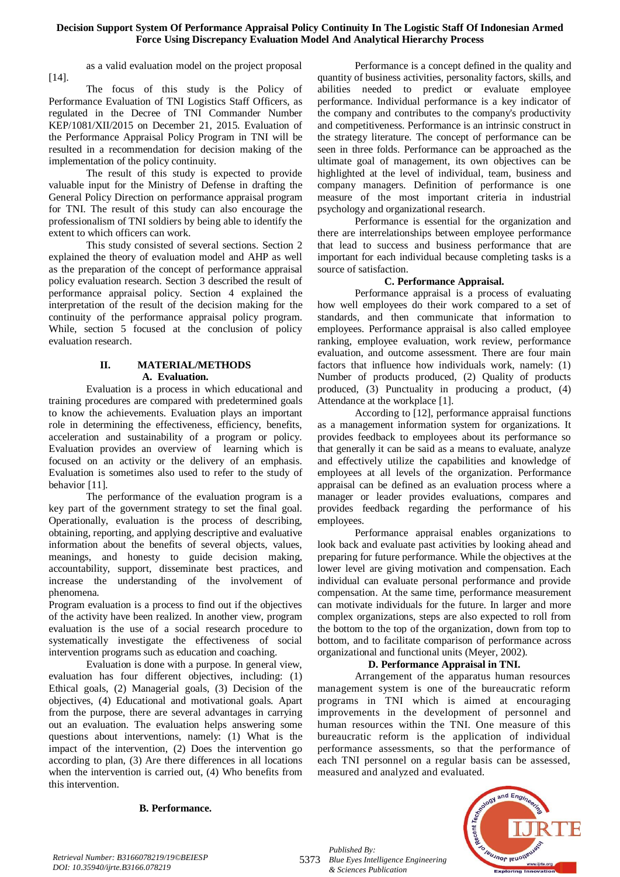as a valid evaluation model on the project proposal [14].

The focus of this study is the Policy of Performance Evaluation of TNI Logistics Staff Officers, as regulated in the Decree of TNI Commander Number KEP/1081/XII/2015 on December 21, 2015. Evaluation of the Performance Appraisal Policy Program in TNI will be resulted in a recommendation for decision making of the implementation of the policy continuity.

The result of this study is expected to provide valuable input for the Ministry of Defense in drafting the General Policy Direction on performance appraisal program for TNI. The result of this study can also encourage the professionalism of TNI soldiers by being able to identify the extent to which officers can work.

This study consisted of several sections. Section 2 explained the theory of evaluation model and AHP as well as the preparation of the concept of performance appraisal policy evaluation research. Section 3 described the result of performance appraisal policy. Section 4 explained the interpretation of the result of the decision making for the continuity of the performance appraisal policy program. While, section 5 focused at the conclusion of policy evaluation research.

## II. MATERIAL/METHODS

### A. Evaluation.

Evaluation is a process in which educational and training procedures are compared with predetermined goals to know the achievements. Evaluation plays an important role in determining the effectiveness, efficiency, benefits, acceleration and sustainability of a program or policy. Evaluation provides an overview of learning which is focused on an activity or the delivery of an emphasis. Evaluation is sometimes also used to refer to the study of behavior [11].

The performance of the evaluation program is a key part of the government strategy to set the final goal. Operationally, evaluation is the process of describing, obtaining, reporting, and applying descriptive and evaluative information about the benefits of several objects, values, meanings, and honesty to guide decision making, accountability, support, disseminate best practices, and increase the understanding of the involvement of phenomena.

Program evaluation is a process to find out if the objectives of the activity have been realized. In another view, program evaluation is the use of a social research procedure to systematically investigate the effectiveness of social intervention programs such as education and coaching.

Evaluation is done with a purpose. In general view, evaluation has four different objectives, including: (1) Ethical goals, (2) Managerial goals, (3) Decision of the objectives, (4) Educational and motivational goals. Apart from the purpose, there are several advantages in carrying out an evaluation. The evaluation helps answering some questions about interventions, namely: (1) What is the impact of the intervention, (2) Does the intervention go according to plan, (3) Are there differences in all locations when the intervention is carried out, (4) Who benefits from this intervention.

### B. Performance.

Performance is a concept defined in the quality and quantity of business activities, personality factors, skills, and abilities needed to predict or evaluate employee performance. Individual performance is a key indicator of the company and contributes to the company's productivity and competitiveness. Performance is an intrinsic construct in the strategy literature. The concept of performance can be seen in three folds. Performance can be approached as the ultimate goal of management, its own objectives can be highlighted at the level of individual, team, business and company managers. Definition of performance is one measure of the most important criteria in industrial psychology and organizational research.

Performance is essential for the organization and there are interrelationships between employee performance that lead to success and business performance that are important for each individual because completing tasks is a source of satisfaction.

### C. Performance Appraisal.

Performance appraisal is a process of evaluating how well employees do their work compared to a set of standards, and then communicate that information to employees. Performance appraisal is also called employee ranking, employee evaluation, work review, performance evaluation, and outcome assessment. There are four main factors that influence how individuals work, namely: (1) Number of products produced, (2) Quality of products produced, (3) Punctuality in producing a product, (4) Attendance at the workplace [1].

According to [12], performance appraisal functions as a management information system for organizations. It provides feedback to employees about its performance so that generally it can be said as a means to evaluate, analyze and effectively utilize the capabilities and knowledge of employees at all levels of the organization. Performance appraisal can be defined as an evaluation process where a manager or leader provides evaluations, compares and provides feedback regarding the performance of his employees.

Performance appraisal enables organizations to look back and evaluate past activities by looking ahead and preparing for future performance. While the objectives at the lower level are giving motivation and compensation. Each individual can evaluate personal performance and provide compensation. At the same time, performance measurement can motivate individuals for the future. In larger and more complex organizations, steps are also expected to roll from the bottom to the top of the organization, down from top to bottom, and to facilitate comparison of performance across organizational and functional units (Meyer, 2002).

### D. Performance Appraisal in TNI.

Arrangement of the apparatus human resources management system is one of the bureaucratic reform programs in TNI which is aimed at encouraging improvements in the development of personnel and human resources within the TNI. One measure of this bureaucratic reform is the application of individual performance assessments, so that the performance of each TNI personnel on a regular basis can be assessed, measured and analyzed and evaluated.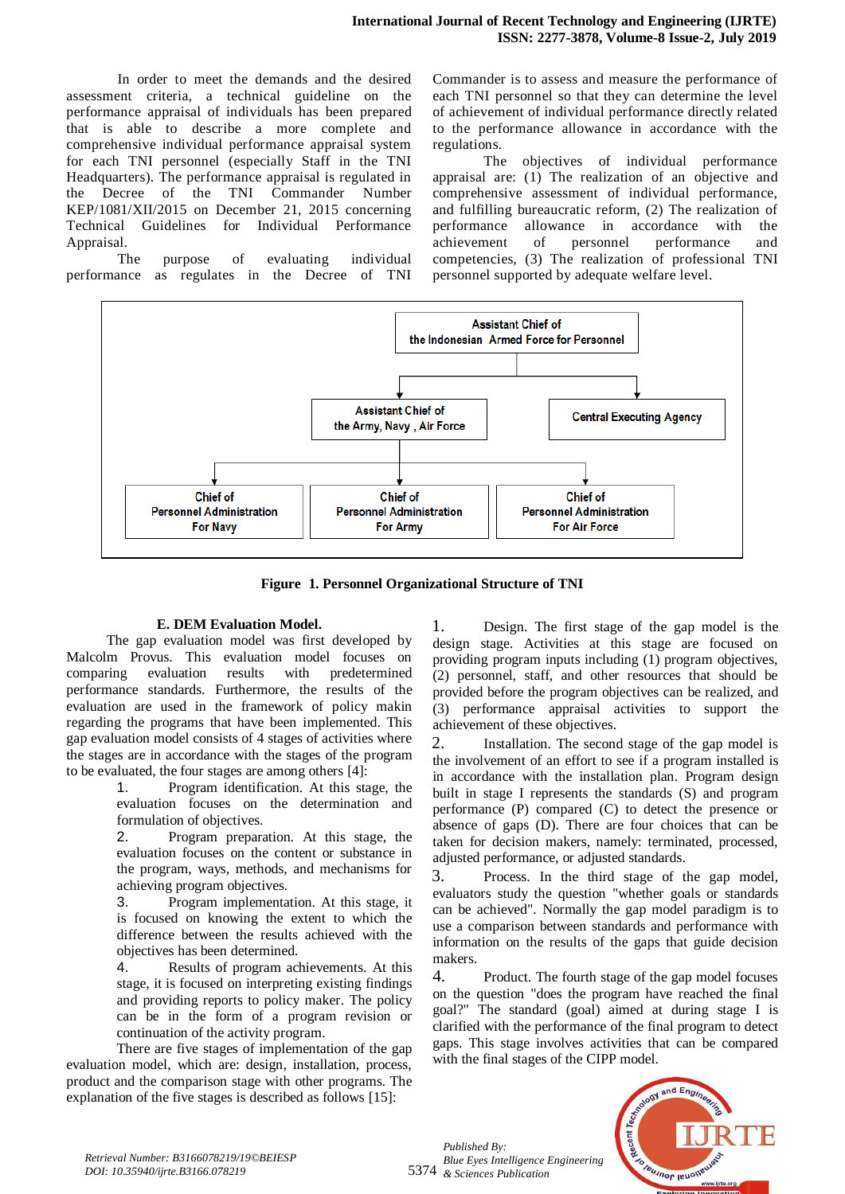In order to meet the demands and the desired assessment criteria, a technical guideline on the performance appraisal of individuals has been prepared that is able to describe a more complete and comprehensive individual performance appraisal system for each TNI personnel (especially Staff in the TNI Headquarters). The performance appraisal is regulated in the Decree of the TNI Commander Number KEP/1081/XII/2015 on December 21, 2015 concerning Technical Guidelines for Individual Performance Appraisal.

The purpose of evaluating individual performance as regulates in the Decree of TNI Commander is to assess and measure the performance of each TNI personnel so that they can determine the level of achievement of individual performance directly related to the performance allowance in accordance with the regulations.

The objectives of individual performance appraisal are: (1) The realization of an objective and comprehensive assessment of individual performance, and fulfilling bureaucratic reform, (2) The realization of performance allowance in accordance with the achievement of personnel performance and competencies, (3) The realization of professional TNI personnel supported by adequate welfare level.

Assistant Chief of the Indonesian Armed Force for Personnel

- Assistant Chief of the Army, Navy , Air Force
  - Chief of Personnel Administration For Navy
  - Chief of Personnel Administration For Army
  - Chief of Personnel Administration For Air Force
- Central Executing Agency

**Figure 1. Personnel Organizational Structure of TNI**

### E. DEM Evaluation Model.

The gap evaluation model was first developed by Malcolm Provus. This evaluation model focuses on comparing evaluation results with predetermined performance standards. Furthermore, the results of the evaluation are used in the framework of policy makin regarding the programs that have been implemented. This gap evaluation model consists of 4 stages of activities where the stages are in accordance with the stages of the program to be evaluated, the four stages are among others [4]:

1. Program identification. At this stage, the evaluation focuses on the determination and formulation of objectives.
2. Program preparation. At this stage, the evaluation focuses on the content or substance in the program, ways, methods, and mechanisms for achieving program objectives.
3. Program implementation. At this stage, it is focused on knowing the extent to which the difference between the results achieved with the objectives has been determined.
4. Results of program achievements. At this stage, it is focused on interpreting existing findings and providing reports to policy maker. The policy can be in the form of a program revision or continuation of the activity program.

There are five stages of implementation of the gap evaluation model, which are: design, installation, process, product and the comparison stage with other programs. The explanation of the five stages is described as follows [15]:

1. Design. The first stage of the gap model is the design stage. Activities at this stage are focused on providing program inputs including (1) program objectives, (2) personnel, staff, and other resources that should be provided before the program objectives can be realized, and (3) performance appraisal activities to support the achievement of these objectives.
2. Installation. The second stage of the gap model is the involvement of an effort to see if a program installed is in accordance with the installation plan. Program design built in stage I represents the standards (S) and program performance (P) compared (C) to detect the presence or absence of gaps (D). There are four choices that can be taken for decision makers, namely: terminated, processed, adjusted performance, or adjusted standards.
3. Process. In the third stage of the gap model, evaluators study the question "whether goals or standards can be achieved". Normally the gap model paradigm is to use a comparison between standards and performance with information on the results of the gaps that guide decision makers.
4. Product. The fourth stage of the gap model focuses on the question "does the program have reached the final goal?" The standard (goal) aimed at during stage I is clarified with the performance of the final program to detect gaps. This stage involves activities that can be compared with the final stages of the CIPP model.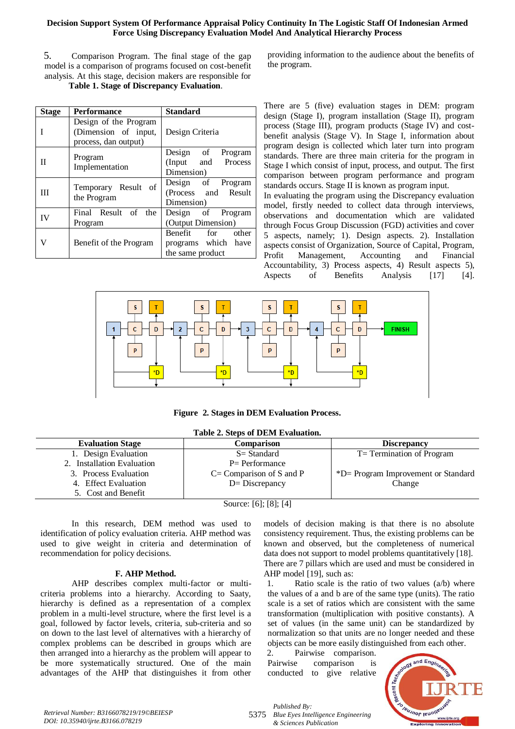5. Comparison Program. The final stage of the gap model is a comparison of programs focused on cost-benefit analysis. At this stage, decision makers are responsible for providing information to the audience about the benefits of the program.

**Table 1. Stage of Discrepancy Evaluation.**

| Stage | Performance | Standard |
|---|---|---|
| I | Design of the Program (Dimension of input, process, dan output) | Design Criteria |
| II | Program Implementation | Design of Program (Input and Process Dimension) |
| III | Temporary Result of the Program | Design of Program (Process and Result Dimension) |
| IV | Final Result of the Program | Design of Program (Output Dimension) |
| V | Benefit of the Program | Benefit for other programs which have the same product |

There are 5 (five) evaluation stages in DEM: program design (Stage I), program installation (Stage II), program process (Stage III), program products (Stage IV) and cost-benefit analysis (Stage V). In Stage I, information about program design is collected which later turn into program standards. There are three main criteria for the program in Stage I which consist of input, process, and output. The first comparison between program performance and program standards occurs. Stage II is known as program input.

In evaluating the program using the Discrepancy evaluation model, firstly needed to collect data through interviews, observations and documentation which are validated through Focus Group Discussion (FGD) activities and cover 5 aspects, namely; 1). Design aspects. 2). Installation aspects consist of Organization, Source of Capital, Program, Profit Management, Accounting and Financial Accountability, 3) Process aspects, 4) Result aspects 5), Aspects of Benefits Analysis [17] [4].

**Figure 2. Stages in DEM Evaluation Process.**

**Table 2. Steps of DEM Evaluation.**

| Evaluation Stage | Comparison | Discrepancy |
|---|---|---|
| 1. Design Evaluation<br>2. Installation Evaluation<br>3. Process Evaluation<br>4. Effect Evaluation<br>5. Cost and Benefit | S= Standard<br>P= Performance<br>C= Comparison of S and P<br>D= Discrepancy | T= Termination of Program<br><br>*D= Program Improvement or Standard Change |

Source: [6]; [8]; [4]

In this research, DEM method was used to identification of policy evaluation criteria. AHP method was used to give weight in criteria and determination of recommendation for policy decisions.

### F. AHP Method.

AHP describes complex multi-factor or multi-criteria problems into a hierarchy. According to Saaty, hierarchy is defined as a representation of a complex problem in a multi-level structure, where the first level is a goal, followed by factor levels, criteria, sub-criteria and so on down to the last level of alternatives with a hierarchy of complex problems can be described in groups which are then arranged into a hierarchy as the problem will appear to be more systematically structured. One of the main advantages of the AHP that distinguishes it from other models of decision making is that there is no absolute consistency requirement. Thus, the existing problems can be known and observed, but the completeness of numerical data does not support to model problems quantitatively [18].

There are 7 pillars which are used and must be considered in AHP model [19], such as:

1. Ratio scale is the ratio of two values (a/b) where the values of a and b are of the same type (units). The ratio scale is a set of ratios which are consistent with the same transformation (multiplication with positive constants). A set of values (in the same unit) can be standardized by normalization so that units are no longer needed and these objects can be more easily distinguished from each other.
2. Pairwise comparison. Pairwise comparison is conducted to give relative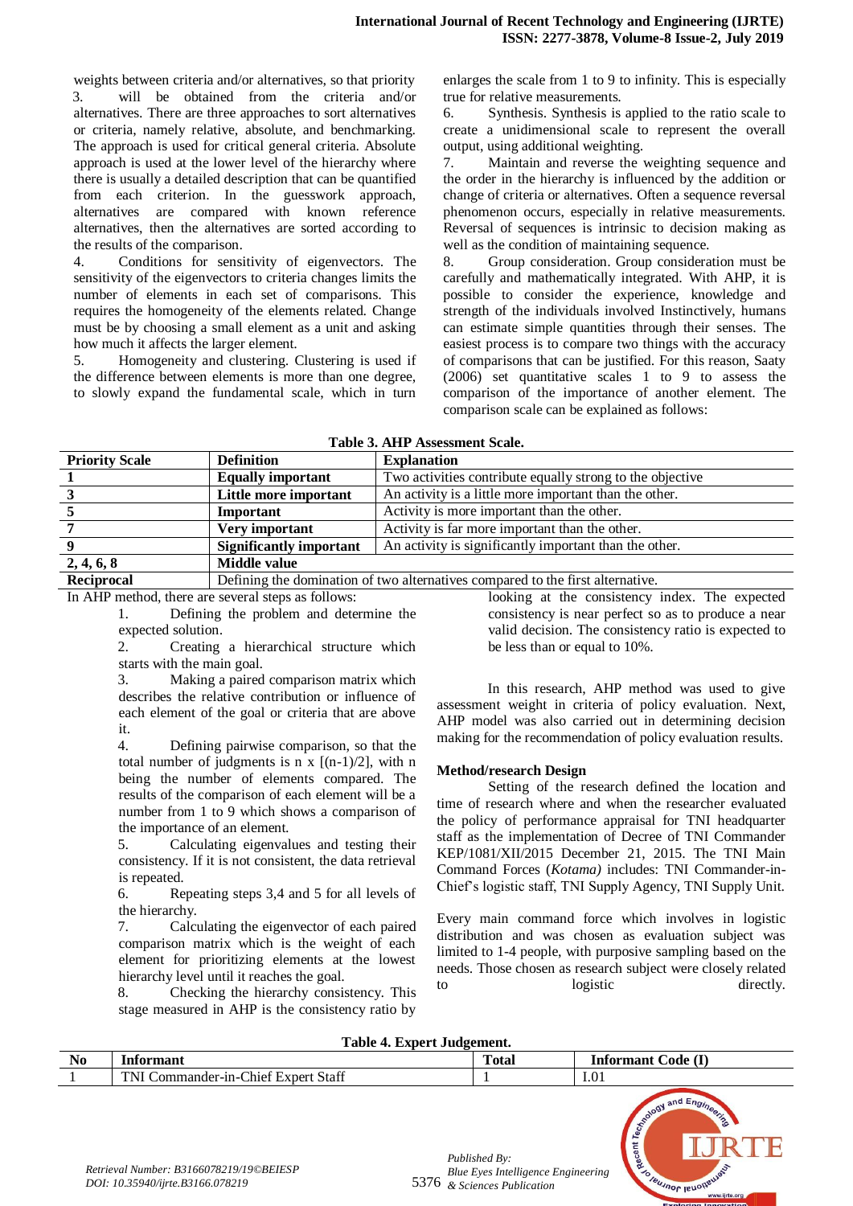weights between criteria and/or alternatives, so that priority will be obtained from the criteria and/or alternatives. There are three approaches to sort alternatives or criteria, namely relative, absolute, and benchmarking. The approach is used for critical general criteria. Absolute approach is used at the lower level of the hierarchy where there is usually a detailed description that can be quantified from each criterion. In the guesswork approach, alternatives are compared with known reference alternatives, then the alternatives are sorted according to the results of the comparison.

3.

4. Conditions for sensitivity of eigenvectors. The sensitivity of the eigenvectors to criteria changes limits the number of elements in each set of comparisons. This requires the homogeneity of the elements related. Change must be by choosing a small element as a unit and asking how much it affects the larger element.

5. Homogeneity and clustering. Clustering is used if the difference between elements is more than one degree, to slowly expand the fundamental scale, which in turn enlarges the scale from 1 to 9 to infinity. This is especially true for relative measurements.

6. Synthesis. Synthesis is applied to the ratio scale to create a unidimensional scale to represent the overall output, using additional weighting.

7. Maintain and reverse the weighting sequence and the order in the hierarchy is influenced by the addition or change of criteria or alternatives. Often a sequence reversal phenomenon occurs, especially in relative measurements. Reversal of sequences is intrinsic to decision making as well as the condition of maintaining sequence.

8. Group consideration. Group consideration must be carefully and mathematically integrated. With AHP, it is possible to consider the experience, knowledge and strength of the individuals involved Instinctively, humans can estimate simple quantities through their senses. The easiest process is to compare two things with the accuracy of comparisons that can be justified. For this reason, Saaty (2006) set quantitative scales 1 to 9 to assess the comparison of the importance of another element. The comparison scale can be explained as follows:

**Table 3. AHP Assessment Scale.**

| Priority Scale | Definition | Explanation |
|---|---|---|
| **1** | **Equally important** | Two activities contribute equally strong to the objective |
| **3** | **Little more important** | An activity is a little more important than the other. |
| **5** | **Important** | Activity is more important than the other. |
| **7** | **Very important** | Activity is far more important than the other. |
| **9** | **Significantly important** | An activity is significantly important than the other. |
| **2, 4, 6, 8** | **Middle value** | |
| **Reciprocal** | Defining the domination of two alternatives compared to the first alternative. | |

In AHP method, there are several steps as follows:

1. Defining the problem and determine the expected solution.
2. Creating a hierarchical structure which starts with the main goal.
3. Making a paired comparison matrix which describes the relative contribution or influence of each element of the goal or criteria that are above it.
4. Defining pairwise comparison, so that the total number of judgments is n x [(n-1)/2], with n being the number of elements compared. The results of the comparison of each element will be a number from 1 to 9 which shows a comparison of the importance of an element.
5. Calculating eigenvalues and testing their consistency. If it is not consistent, the data retrieval is repeated.
6. Repeating steps 3,4 and 5 for all levels of the hierarchy.
7. Calculating the eigenvector of each paired comparison matrix which is the weight of each element for prioritizing elements at the lowest hierarchy level until it reaches the goal.
8. Checking the hierarchy consistency. This stage measured in AHP is the consistency ratio by looking at the consistency index. The expected consistency is near perfect so as to produce a near valid decision. The consistency ratio is expected to be less than or equal to 10%.

In this research, AHP method was used to give assessment weight in criteria of policy evaluation. Next, AHP model was also carried out in determining decision making for the recommendation of policy evaluation results.

### Method/research Design

Setting of the research defined the location and time of research where and when the researcher evaluated the policy of performance appraisal for TNI headquarter staff as the implementation of Decree of TNI Commander KEP/1081/XII/2015 December 21, 2015. The TNI Main Command Forces (*Kotama)* includes: TNI Commander-in-Chief's logistic staff, TNI Supply Agency, TNI Supply Unit.

Every main command force which involves in logistic distribution and was chosen as evaluation subject was limited to 1-4 people, with purposive sampling based on the needs. Those chosen as research subject were closely related to logistic directly.

**Table 4. Expert Judgement.**

| No | Informant | Total | Informant Code (I) |
|---|---|---|---|
| 1 | TNI Commander-in-Chief Expert Staff | 1 | I.01 |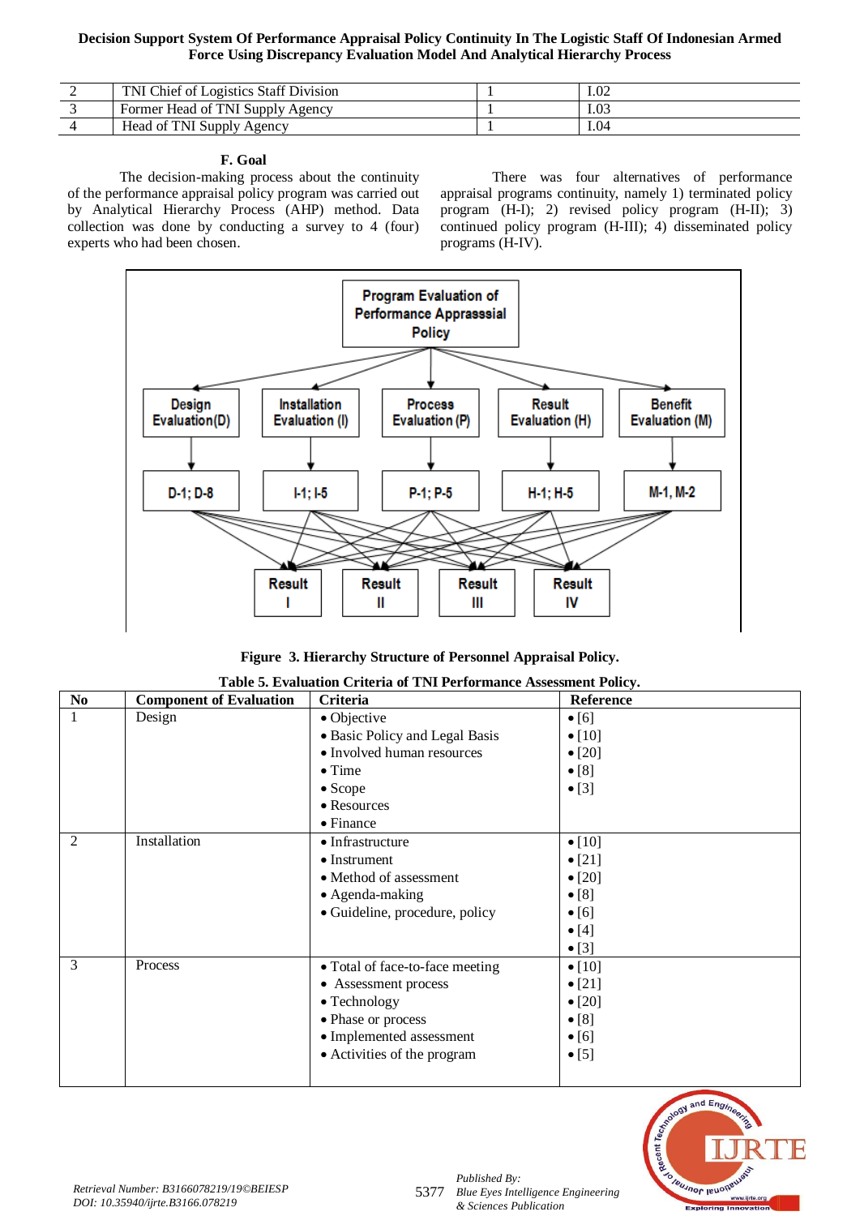| 2 | TNI Chief of Logistics Staff Division | 1 | I.02 |
|---|---|---|---|
| 3 | Former Head of TNI Supply Agency | 1 | I.03 |
| 4 | Head of TNI Supply Agency | 1 | I.04 |

### F. Goal

The decision-making process about the continuity of the performance appraisal policy program was carried out by Analytical Hierarchy Process (AHP) method. Data collection was done by conducting a survey to 4 (four) experts who had been chosen.

There was four alternatives of performance appraisal programs continuity, namely 1) terminated policy program (H-I); 2) revised policy program (H-II); 3) continued policy program (H-III); 4) disseminated policy programs (H-IV).

**Figure 3. Hierarchy Structure of Personnel Appraisal Policy.**

**Table 5. Evaluation Criteria of TNI Performance Assessment Policy.**

| No | Component of Evaluation | Criteria | Reference |
|---|---|---|---|
| 1 | Design | • Objective<br>• Basic Policy and Legal Basis<br>• Involved human resources<br>• Time<br>• Scope<br>• Resources<br>• Finance | • [6]<br>• [10]<br>• [20]<br>• [8]<br>• [3] |
| 2 | Installation | • Infrastructure<br>• Instrument<br>• Method of assessment<br>• Agenda-making<br>• Guideline, procedure, policy | • [10]<br>• [21]<br>• [20]<br>• [8]<br>• [6]<br>• [4]<br>• [3] |
| 3 | Process | • Total of face-to-face meeting<br>• Assessment process<br>• Technology<br>• Phase or process<br>• Implemented assessment<br>• Activities of the program | • [10]<br>• [21]<br>• [20]<br>• [8]<br>• [6]<br>• [5] |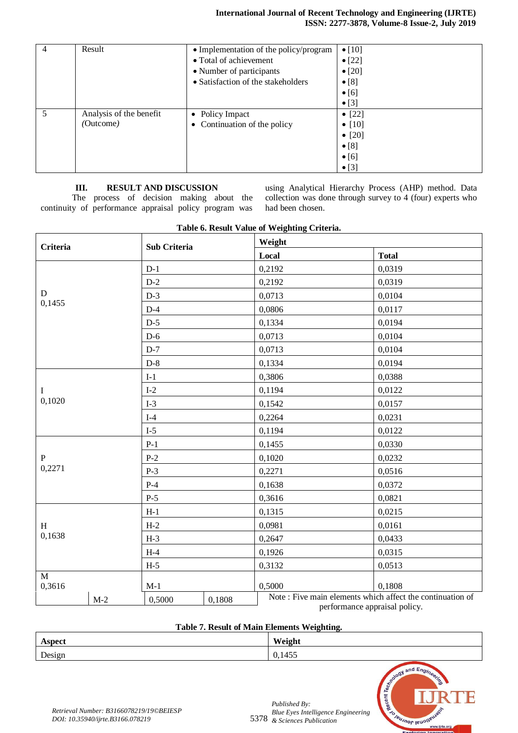| 4 | Result | • Implementation of the policy/program<br>• Total of achievement<br>• Number of participants<br>• Satisfaction of the stakeholders | • [10]<br>• [22]<br>• [20]<br>• [8]<br>• [6]<br>• [3] |
|---|---|---|---|
| 5 | Analysis of the benefit *(Outcome)* | • Policy Impact<br>• Continuation of the policy | • [22]<br>• [10]<br>• [20]<br>• [8]<br>• [6]<br>• [3] |

### III. RESULT AND DISCUSSION

The process of decision making about the continuity of performance appraisal policy program was using Analytical Hierarchy Process (AHP) method. Data collection was done through survey to 4 (four) experts who had been chosen.

**Table 6. Result Value of Weighting Criteria.**

| Criteria | Sub Criteria | Weight | |
|---|---|---|---|
| | | Local | Total |
| D 0,1455 | D-1 | 0,2192 | 0,0319 |
| | D-2 | 0,2192 | 0,0319 |
| | D-3 | 0,0713 | 0,0104 |
| | D-4 | 0,0806 | 0,0117 |
| | D-5 | 0,1334 | 0,0194 |
| | D-6 | 0,0713 | 0,0104 |
| | D-7 | 0,0713 | 0,0104 |
| | D-8 | 0,1334 | 0,0194 |
| I 0,1020 | I-1 | 0,3806 | 0,0388 |
| | I-2 | 0,1194 | 0,0122 |
| | I-3 | 0,1542 | 0,0157 |
| | I-4 | 0,2264 | 0,0231 |
| | I-5 | 0,1194 | 0,0122 |
| P 0,2271 | P-1 | 0,1455 | 0,0330 |
| | P-2 | 0,1020 | 0,0232 |
| | P-3 | 0,2271 | 0,0516 |
| | P-4 | 0,1638 | 0,0372 |
| | P-5 | 0,3616 | 0,0821 |
| H 0,1638 | H-1 | 0,1315 | 0,0215 |
| | H-2 | 0,0981 | 0,0161 |
| | H-3 | 0,2647 | 0,0433 |
| | H-4 | 0,1926 | 0,0315 |
| | H-5 | 0,3132 | 0,0513 |
| M 0,3616 | M-1 | 0,5000 | 0,1808 |
| | M-2 | 0,5000 | 0,1808 |

Note : Five main elements which affect the continuation of performance appraisal policy.

**Table 7. Result of Main Elements Weighting.**

| Aspect | Weight |
|---|---|
| Design | 0,1455 |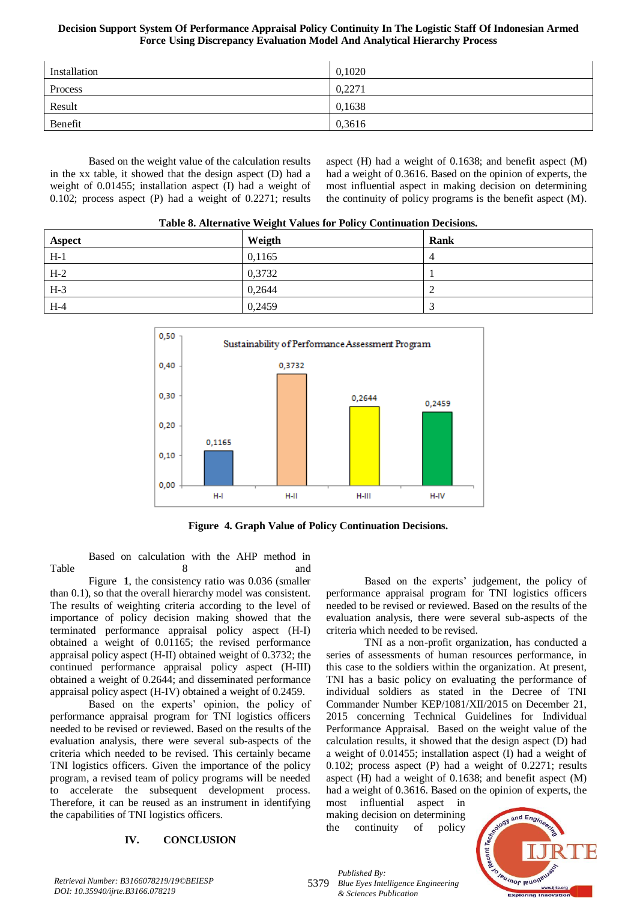| Installation | 0,1020 |
|---|---|
| Process | 0,2271 |
| Result | 0,1638 |
| Benefit | 0,3616 |

Based on the weight value of the calculation results in the xx table, it showed that the design aspect (D) had a weight of 0.01455; installation aspect (I) had a weight of 0.102; process aspect (P) had a weight of 0.2271; results aspect (H) had a weight of 0.1638; and benefit aspect (M) had a weight of 0.3616. Based on the opinion of experts, the most influential aspect in making decision on determining the continuity of policy programs is the benefit aspect (M).

**Table 8. Alternative Weight Values for Policy Continuation Decisions.**

| Aspect | Weigth | Rank |
|---|---|---|
| H-1 | 0,1165 | 4 |
| H-2 | 0,3732 | 1 |
| H-3 | 0,2644 | 2 |
| H-4 | 0,2459 | 3 |

**Figure 4. Graph Value of Policy Continuation Decisions.**

Based on calculation with the AHP method in Table 8 and Figure 1, the consistency ratio was 0.036 (smaller than 0.1), so that the overall hierarchy model was consistent. The results of weighting criteria according to the level of importance of policy decision making showed that the terminated performance appraisal policy aspect (H-I) obtained a weight of 0.01165; the revised performance appraisal policy aspect (H-II) obtained weight of 0.3732; the continued performance appraisal policy aspect (H-III) obtained a weight of 0.2644; and disseminated performance appraisal policy aspect (H-IV) obtained a weight of 0.2459.

Based on the experts' opinion, the policy of performance appraisal program for TNI logistics officers needed to be revised or reviewed. Based on the results of the evaluation analysis, there were several sub-aspects of the criteria which needed to be revised. This certainly became TNI logistics officers. Given the importance of the policy program, a revised team of policy programs will be needed to accelerate the subsequent development process. Therefore, it can be reused as an instrument in identifying the capabilities of TNI logistics officers.

## IV. CONCLUSION

Based on the experts' judgement, the policy of performance appraisal program for TNI logistics officers needed to be revised or reviewed. Based on the results of the evaluation analysis, there were several sub-aspects of the criteria which needed to be revised.

TNI as a non-profit organization, has conducted a series of assessments of human resources performance, in this case to the soldiers within the organization. At present, TNI has a basic policy on evaluating the performance of individual soldiers as stated in the Decree of TNI Commander Number KEP/1081/XII/2015 on December 21, 2015 concerning Technical Guidelines for Individual Performance Appraisal. Based on the weight value of the calculation results, it showed that the design aspect (D) had a weight of 0.01455; installation aspect (I) had a weight of 0.102; process aspect (P) had a weight of 0.2271; results aspect (H) had a weight of 0.1638; and benefit aspect (M) had a weight of 0.3616. Based on the opinion of experts, the most influential aspect in making decision on determining the continuity of policy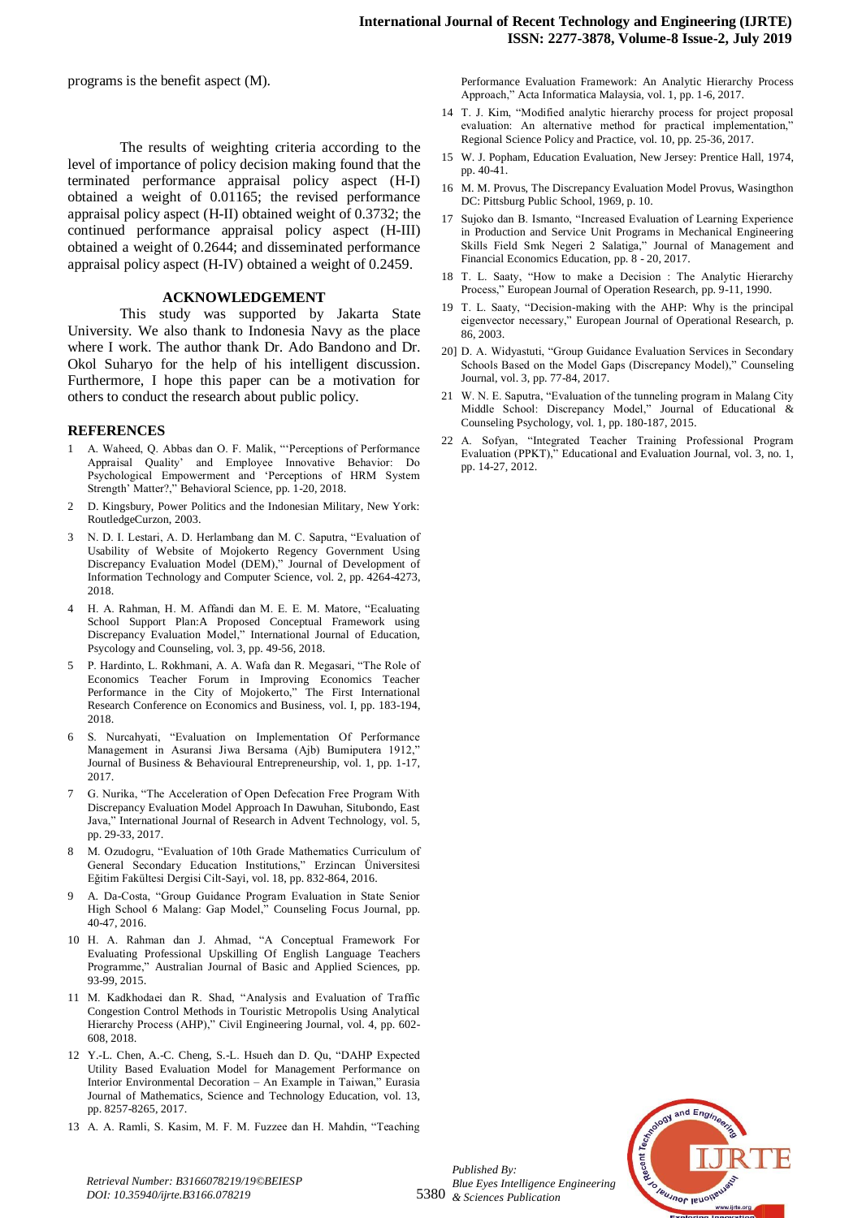programs is the benefit aspect (M).

The results of weighting criteria according to the level of importance of policy decision making found that the terminated performance appraisal policy aspect (H-I) obtained a weight of 0.01165; the revised performance appraisal policy aspect (H-II) obtained weight of 0.3732; the continued performance appraisal policy aspect (H-III) obtained a weight of 0.2644; and disseminated performance appraisal policy aspect (H-IV) obtained a weight of 0.2459.

## ACKNOWLEDGEMENT

This study was supported by Jakarta State University. We also thank to Indonesia Navy as the place where I work. The author thank Dr. Ado Bandono and Dr. Okol Suharyo for the help of his intelligent discussion. Furthermore, I hope this paper can be a motivation for others to conduct the research about public policy.

## REFERENCES

1. A. Waheed, Q. Abbas dan O. F. Malik, "'Perceptions of Performance Appraisal Quality' and Employee Innovative Behavior: Do Psychological Empowerment and 'Perceptions of HRM System Strength' Matter?," Behavioral Science, pp. 1-20, 2018.
2. D. Kingsbury, Power Politics and the Indonesian Military, New York: RoutledgeCurzon, 2003.
3. N. D. I. Lestari, A. D. Herlambang dan M. C. Saputra, "Evaluation of Usability of Website of Mojokerto Regency Government Using Discrepancy Evaluation Model (DEM)," Journal of Development of Information Technology and Computer Science, vol. 2, pp. 4264-4273, 2018.
4. H. A. Rahman, H. M. Affandi dan M. E. E. M. Matore, "Ecaluating School Support Plan:A Proposed Conceptual Framework using Discrepancy Evaluation Model," International Journal of Education, Psycology and Counseling, vol. 3, pp. 49-56, 2018.
5. P. Hardinto, L. Rokhmani, A. A. Wafa dan R. Megasari, "The Role of Economics Teacher Forum in Improving Economics Teacher Performance in the City of Mojokerto," The First International Research Conference on Economics and Business, vol. I, pp. 183-194, 2018.
6. S. Nurcahyati, "Evaluation on Implementation Of Performance Management in Asuransi Jiwa Bersama (Ajb) Bumiputera 1912," Journal of Business & Behavioural Entrepreneurship, vol. 1, pp. 1-17, 2017.
7. G. Nurika, "The Acceleration of Open Defecation Free Program With Discrepancy Evaluation Model Approach In Dawuhan, Situbondo, East Java," International Journal of Research in Advent Technology, vol. 5, pp. 29-33, 2017.
8. M. Ozudogru, "Evaluation of 10th Grade Mathematics Curriculum of General Secondary Education Institutions," Erzincan Üniversitesi Eğitim Fakültesi Dergisi Cilt-Sayi, vol. 18, pp. 832-864, 2016.
9. A. Da-Costa, "Group Guidance Program Evaluation in State Senior High School 6 Malang: Gap Model," Counseling Focus Journal, pp. 40-47, 2016.
10. H. A. Rahman dan J. Ahmad, "A Conceptual Framework For Evaluating Professional Upskilling Of English Language Teachers Programme," Australian Journal of Basic and Applied Sciences, pp. 93-99, 2015.
11. M. Kadkhodaei dan R. Shad, "Analysis and Evaluation of Traffic Congestion Control Methods in Touristic Metropolis Using Analytical Hierarchy Process (AHP)," Civil Engineering Journal, vol. 4, pp. 602-608, 2018.
12. Y.-L. Chen, A.-C. Cheng, S.-L. Hsueh dan D. Qu, "DAHP Expected Utility Based Evaluation Model for Management Performance on Interior Environmental Decoration – An Example in Taiwan," Eurasia Journal of Mathematics, Science and Technology Education, vol. 13, pp. 8257-8265, 2017.
13. A. A. Ramli, S. Kasim, M. F. M. Fuzzee dan H. Mahdin, "Teaching Performance Evaluation Framework: An Analytic Hierarchy Process Approach," Acta Informatica Malaysia, vol. 1, pp. 1-6, 2017.
14. T. J. Kim, "Modified analytic hierarchy process for project proposal evaluation: An alternative method for practical implementation," Regional Science Policy and Practice, vol. 10, pp. 25-36, 2017.
15. W. J. Popham, Education Evaluation, New Jersey: Prentice Hall, 1974, pp. 40-41.
16. M. M. Provus, The Discrepancy Evaluation Model Provus, Wasingthon DC: Pittsburg Public School, 1969, p. 10.
17. Sujoko dan B. Ismanto, "Increased Evaluation of Learning Experience in Production and Service Unit Programs in Mechanical Engineering Skills Field Smk Negeri 2 Salatiga," Journal of Management and Financial Economics Education, pp. 8 - 20, 2017.
18. T. L. Saaty, "How to make a Decision : The Analytic Hierarchy Process," European Journal of Operation Research, pp. 9-11, 1990.
19. T. L. Saaty, "Decision-making with the AHP: Why is the principal eigenvector necessary," European Journal of Operational Research, p. 86, 2003.
20. D. A. Widyastuti, "Group Guidance Evaluation Services in Secondary Schools Based on the Model Gaps (Discrepancy Model)," Counseling Journal, vol. 3, pp. 77-84, 2017.
21. W. N. E. Saputra, "Evaluation of the tunneling program in Malang City Middle School: Discrepancy Model," Journal of Educational & Counseling Psychology, vol. 1, pp. 180-187, 2015.
22. A. Sofyan, "Integrated Teacher Training Professional Program Evaluation (PPKT)," Educational and Evaluation Journal, vol. 3, no. 1, pp. 14-27, 2012.